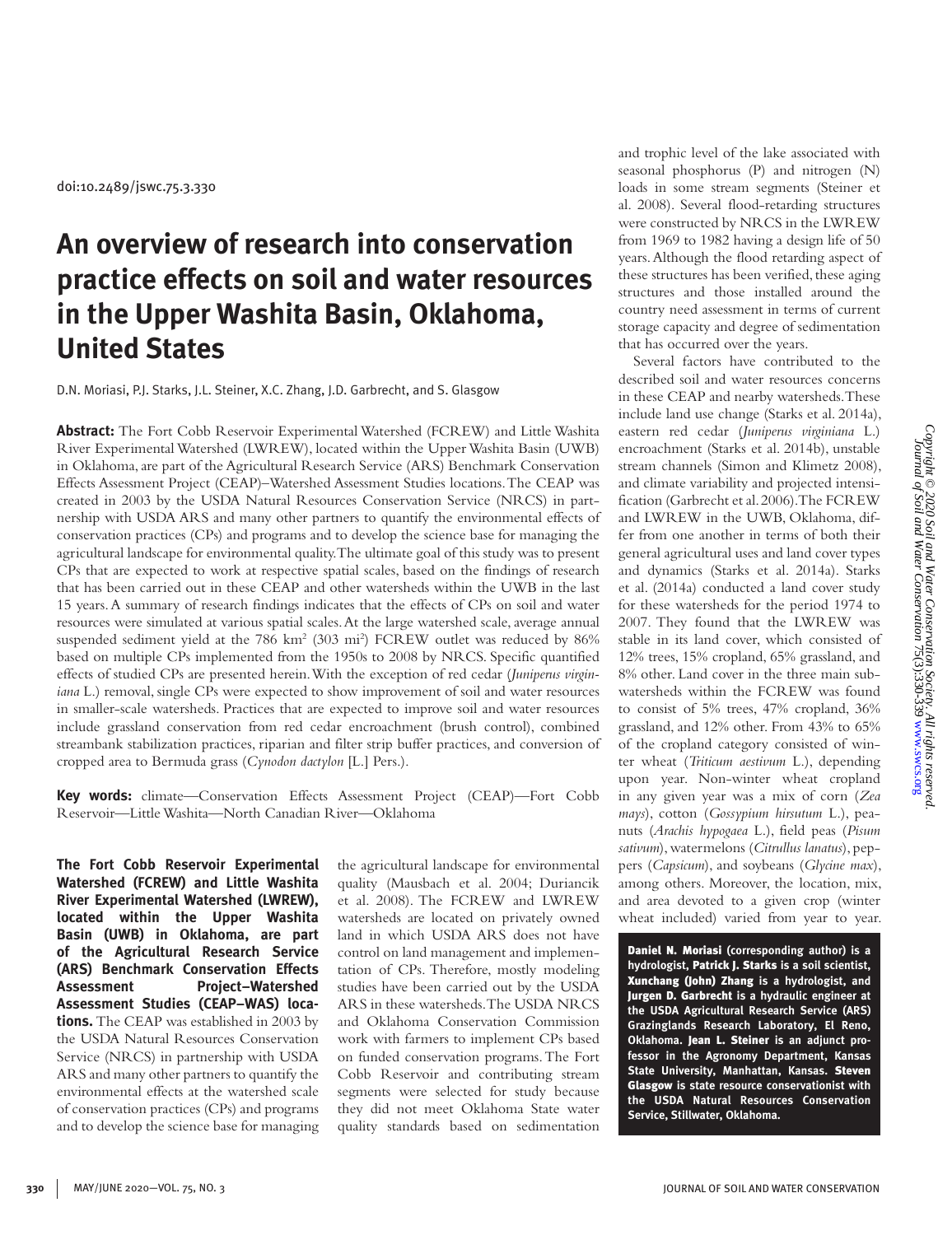doi:10.2489/jswc.75.3.330

# An overview of research into conservation practice effects on soil and water resources in the Upper Washita Basin, Oklahoma, United States

D.N. Moriasi, P.J. Starks, J.L. Steiner, X.C. Zhang, J.D. Garbrecht, and S. Glasgow

**Abstract:** The Fort Cobb Reservoir Experimental Watershed (FCREW) and Little Washita River Experimental Watershed (LWREW), located within the Upper Washita Basin (UWB) in Oklahoma, are part of the Agricultural Research Service (ARS) Benchmark Conservation Effects Assessment Project (CEAP)–Watershed Assessment Studies locations. The CEAP was created in 2003 by the USDA Natural Resources Conservation Service (NRCS) in partnership with USDA ARS and many other partners to quantify the environmental effects of conservation practices (CPs) and programs and to develop the science base for managing the agricultural landscape for environmental quality. The ultimate goal of this study was to present CPs that are expected to work at respective spatial scales, based on the findings of research that has been carried out in these CEAP and other watersheds within the UWB in the last 15 years. A summary of research findings indicates that the effects of CPs on soil and water resources were simulated at various spatial scales. At the large watershed scale, average annual suspended sediment yield at the 786 km$^2$ (303 mi$^2$) FCREW outlet was reduced by 86% based on multiple CPs implemented from the 1950s to 2008 by NRCS. Specific quantified effects of studied CPs are presented herein. With the exception of red cedar (*Juniperus virginiana* L.) removal, single CPs were expected to show improvement of soil and water resources in smaller-scale watersheds. Practices that are expected to improve soil and water resources include grassland conservation from red cedar encroachment (brush control), combined streambank stabilization practices, riparian and filter strip buffer practices, and conversion of cropped area to Bermuda grass (*Cynodon dactylon* [L.] Pers.).

**Key words:** climate—Conservation Effects Assessment Project (CEAP)—Fort Cobb Reservoir—Little Washita—North Canadian River—Oklahoma

**The Fort Cobb Reservoir Experimental Watershed (FCREW) and Little Washita River Experimental Watershed (LWREW), located within the Upper Washita Basin (UWB) in Oklahoma, are part of the Agricultural Research Service (ARS) Benchmark Conservation Effects Assessment Project–Watershed Assessment Studies (CEAP–WAS) locations.** The CEAP was established in 2003 by the USDA Natural Resources Conservation Service (NRCS) in partnership with USDA ARS and many other partners to quantify the environmental effects at the watershed scale of conservation practices (CPs) and programs and to develop the science base for managing the agricultural landscape for environmental quality (Mausbach et al. 2004; Duriancik et al. 2008). The FCREW and LWREW watersheds are located on privately owned land in which USDA ARS does not have control on land management and implementation of CPs. Therefore, mostly modeling studies have been carried out by the USDA ARS in these watersheds. The USDA NRCS and Oklahoma Conservation Commission work with farmers to implement CPs based on funded conservation programs. The Fort Cobb Reservoir and contributing stream segments were selected for study because they did not meet Oklahoma State water quality standards based on sedimentation and trophic level of the lake associated with seasonal phosphorus (P) and nitrogen (N) loads in some stream segments (Steiner et al. 2008). Several flood-retarding structures were constructed by NRCS in the LWREW from 1969 to 1982 having a design life of 50 years. Although the flood retarding aspect of these structures has been verified, these aging structures and those installed around the country need assessment in terms of current storage capacity and degree of sedimentation that has occurred over the years.

Several factors have contributed to the described soil and water resources concerns in these CEAP and nearby watersheds. These include land use change (Starks et al. 2014a), eastern red cedar (*Juniperus virginiana* L.) encroachment (Starks et al. 2014b), unstable stream channels (Simon and Klimetz 2008), and climate variability and projected intensification (Garbrecht et al. 2006). The FCREW and LWREW in the UWB, Oklahoma, differ from one another in terms of both their general agricultural uses and land cover types and dynamics (Starks et al. 2014a). Starks et al. (2014a) conducted a land cover study for these watersheds for the period 1974 to 2007. They found that the LWREW was stable in its land cover, which consisted of 12% trees, 15% cropland, 65% grassland, and 8% other. Land cover in the three main subwatersheds within the FCREW was found to consist of 5% trees, 47% cropland, 36% grassland, and 12% other. From 43% to 65% of the cropland category consisted of winter wheat (*Triticum aestivum* L.), depending upon year. Non-winter wheat cropland in any given year was a mix of corn (*Zea mays*), cotton (*Gossypium hirsutum* L.), peanuts (*Arachis hypogaea* L.), field peas (*Pisum sativum*), watermelons (*Citrullus lanatus*), peppers (*Capsicum*), and soybeans (*Glycine max*), among others. Moreover, the location, mix, and area devoted to a given crop (winter wheat included) varied from year to year.

**Daniel N. Moriasi (corresponding author) is a hydrologist, Patrick J. Starks is a soil scientist, Xunchang (John) Zhang is a hydrologist, and Jurgen D. Garbrecht is a hydraulic engineer at the USDA Agricultural Research Service (ARS) Grazinglands Research Laboratory, El Reno, Oklahoma. Jean L. Steiner is an adjunct professor in the Agronomy Department, Kansas State University, Manhattan, Kansas. Steven Glasgow is state resource conservationist with the USDA Natural Resources Conservation Service, Stillwater, Oklahoma.**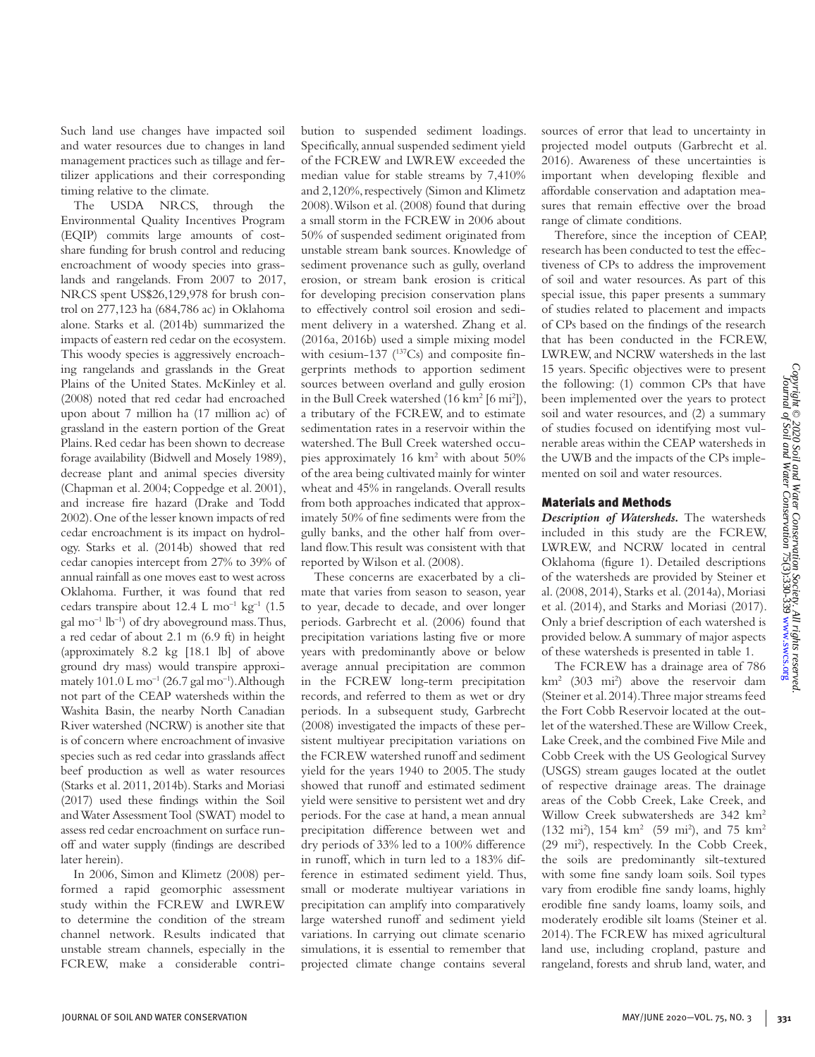Such land use changes have impacted soil and water resources due to changes in land management practices such as tillage and fertilizer applications and their corresponding timing relative to the climate.

The USDA NRCS, through the Environmental Quality Incentives Program (EQIP) commits large amounts of cost-share funding for brush control and reducing encroachment of woody species into grasslands and rangelands. From 2007 to 2017, NRCS spent US$26,129,978 for brush control on 277,123 ha (684,786 ac) in Oklahoma alone. Starks et al. (2014b) summarized the impacts of eastern red cedar on the ecosystem. This woody species is aggressively encroaching rangelands and grasslands in the Great Plains of the United States. McKinley et al. (2008) noted that red cedar had encroached upon about 7 million ha (17 million ac) of grassland in the eastern portion of the Great Plains. Red cedar has been shown to decrease forage availability (Bidwell and Mosely 1989), decrease plant and animal species diversity (Chapman et al. 2004; Coppedge et al. 2001), and increase fire hazard (Drake and Todd 2002). One of the lesser known impacts of red cedar encroachment is its impact on hydrology. Starks et al. (2014b) showed that red cedar canopies intercept from 27% to 39% of annual rainfall as one moves east to west across Oklahoma. Further, it was found that red cedars transpire about 12.4 L $mo^{-1}$ $kg^{-1}$ (1.5 gal $mo^{-1}$ $lb^{-1}$) of dry aboveground mass. Thus, a red cedar of about 2.1 m (6.9 ft) in height (approximately 8.2 kg [18.1 lb] of above ground dry mass) would transpire approximately 101.0 L $mo^{-1}$ (26.7 gal $mo^{-1}$). Although not part of the CEAP watersheds within the Washita Basin, the nearby North Canadian River watershed (NCRW) is another site that is of concern where encroachment of invasive species such as red cedar into grasslands affect beef production as well as water resources (Starks et al. 2011, 2014b). Starks and Moriasi (2017) used these findings within the Soil and Water Assessment Tool (SWAT) model to assess red cedar encroachment on surface runoff and water supply (findings are described later herein).

In 2006, Simon and Klimetz (2008) performed a rapid geomorphic assessment study within the FCREW and LWREW to determine the condition of the stream channel network. Results indicated that unstable stream channels, especially in the FCREW, make a considerable contribution to suspended sediment loadings. Specifically, annual suspended sediment yield of the FCREW and LWREW exceeded the median value for stable streams by 7,410% and 2,120%, respectively (Simon and Klimetz 2008). Wilson et al. (2008) found that during a small storm in the FCREW in 2006 about 50% of suspended sediment originated from unstable stream bank sources. Knowledge of sediment provenance such as gully, overland erosion, or stream bank erosion is critical for developing precision conservation plans to effectively control soil erosion and sediment delivery in a watershed. Zhang et al. (2016a, 2016b) used a simple mixing model with cesium-137 ($^{137}Cs$) and composite fingerprints methods to apportion sediment sources between overland and gully erosion in the Bull Creek watershed (16 $km^2$ [6 $mi^2$]), a tributary of the FCREW, and to estimate sedimentation rates in a reservoir within the watershed. The Bull Creek watershed occupies approximately 16 $km^2$ with about 50% of the area being cultivated mainly for winter wheat and 45% in rangelands. Overall results from both approaches indicated that approximately 50% of fine sediments were from the gully banks, and the other half from overland flow. This result was consistent with that reported by Wilson et al. (2008).

These concerns are exacerbated by a climate that varies from season to season, year to year, decade to decade, and over longer periods. Garbrecht et al. (2006) found that precipitation variations lasting five or more years with predominantly above or below average annual precipitation are common in the FCREW long-term precipitation records, and referred to them as wet or dry periods. In a subsequent study, Garbrecht (2008) investigated the impacts of these persistent multiyear precipitation variations on the FCREW watershed runoff and sediment yield for the years 1940 to 2005. The study showed that runoff and estimated sediment yield were sensitive to persistent wet and dry periods. For the case at hand, a mean annual precipitation difference between wet and dry periods of 33% led to a 100% difference in runoff, which in turn led to a 183% difference in estimated sediment yield. Thus, small or moderate multiyear variations in precipitation can amplify into comparatively large watershed runoff and sediment yield variations. In carrying out climate scenario simulations, it is essential to remember that projected climate change contains several sources of error that lead to uncertainty in projected model outputs (Garbrecht et al. 2016). Awareness of these uncertainties is important when developing flexible and affordable conservation and adaptation measures that remain effective over the broad range of climate conditions.

Therefore, since the inception of CEAP, research has been conducted to test the effectiveness of CPs to address the improvement of soil and water resources. As part of this special issue, this paper presents a summary of studies related to placement and impacts of CPs based on the findings of the research that has been conducted in the FCREW, LWREW, and NCRW watersheds in the last 15 years. Specific objectives were to present the following: (1) common CPs that have been implemented over the years to protect soil and water resources, and (2) a summary of studies focused on identifying most vulnerable areas within the CEAP watersheds in the UWB and the impacts of the CPs implemented on soil and water resources.

## Materials and Methods

***Description of Watersheds.*** The watersheds included in this study are the FCREW, LWREW, and NCRW located in central Oklahoma (figure 1). Detailed descriptions of the watersheds are provided by Steiner et al. (2008, 2014), Starks et al. (2014a), Moriasi et al. (2014), and Starks and Moriasi (2017). Only a brief description of each watershed is provided below. A summary of major aspects of these watersheds is presented in table 1.

The FCREW has a drainage area of 786 $km^2$ (303 $mi^2$) above the reservoir dam (Steiner et al. 2014). Three major streams feed the Fort Cobb Reservoir located at the outlet of the watershed. These are Willow Creek, Lake Creek, and the combined Five Mile and Cobb Creek with the US Geological Survey (USGS) stream gauges located at the outlet of respective drainage areas. The drainage areas of the Cobb Creek, Lake Creek, and Willow Creek subwatersheds are 342 $km^2$ (132 $mi^2$), 154 $km^2$ (59 $mi^2$), and 75 $km^2$ (29 $mi^2$), respectively. In the Cobb Creek, the soils are predominantly silt-textured with some fine sandy loam soils. Soil types vary from erodible fine sandy loams, highly erodible fine sandy loams, loamy soils, and moderately erodible silt loams (Steiner et al. 2014). The FCREW has mixed agricultural land use, including cropland, pasture and rangeland, forests and shrub land, water, and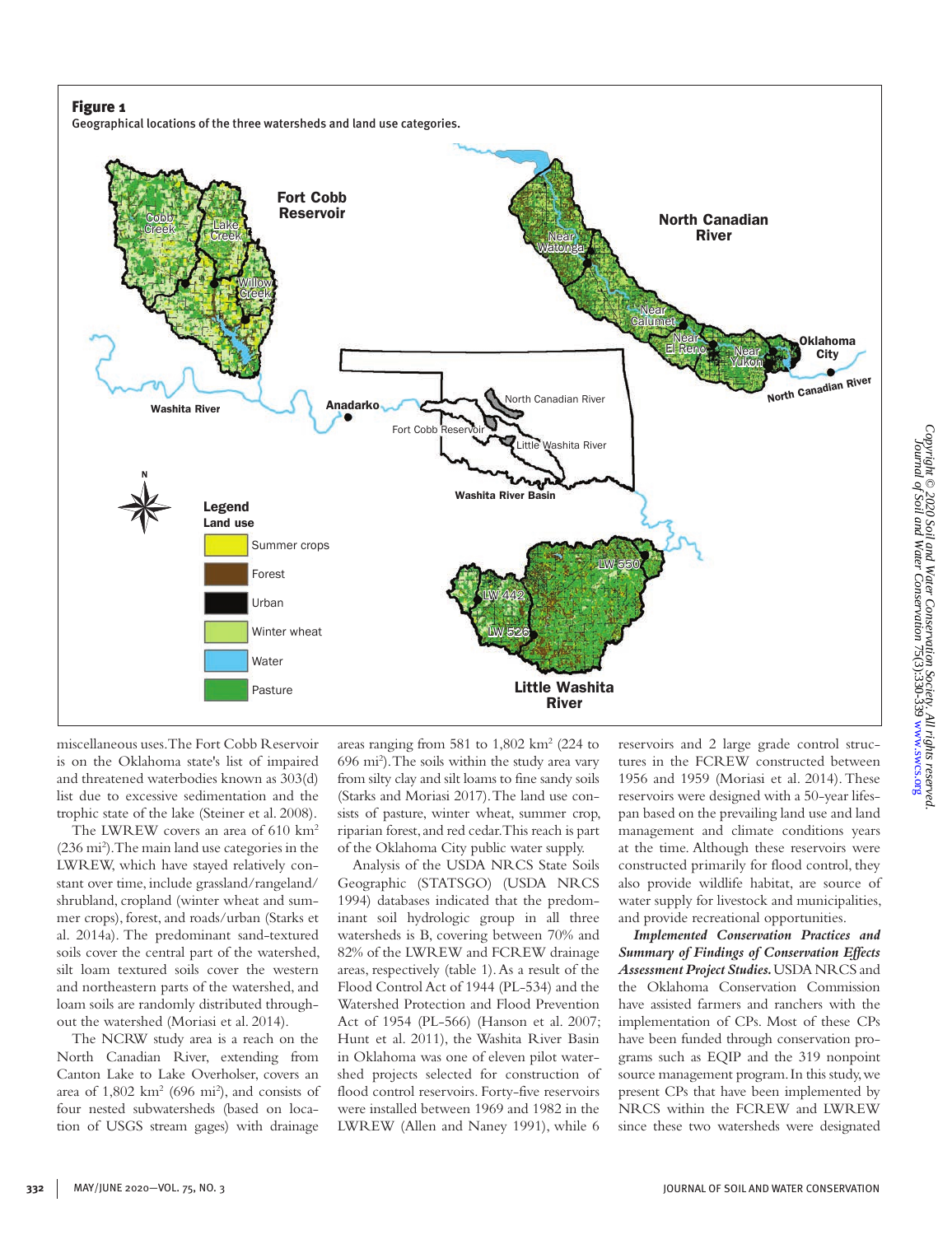**Figure 1**
Geographical locations of the three watersheds and land use categories.

miscellaneous uses. The Fort Cobb Reservoir is on the Oklahoma state's list of impaired and threatened waterbodies known as 303(d) list due to excessive sedimentation and the trophic state of the lake (Steiner et al. 2008).

The LWREW covers an area of 610 km$^2$ (236 mi$^2$). The main land use categories in the LWREW, which have stayed relatively constant over time, include grassland/rangeland/shrubland, cropland (winter wheat and summer crops), forest, and roads/urban (Starks et al. 2014a). The predominant sand-textured soils cover the central part of the watershed, silt loam textured soils cover the western and northeastern parts of the watershed, and loam soils are randomly distributed throughout the watershed (Moriasi et al. 2014).

The NCRW study area is a reach on the North Canadian River, extending from Canton Lake to Lake Overholser, covers an area of 1,802 km$^2$ (696 mi$^2$), and consists of four nested subwatersheds (based on location of USGS stream gages) with drainage areas ranging from 581 to 1,802 km$^2$ (224 to 696 mi$^2$). The soils within the study area vary from silty clay and silt loams to fine sandy soils (Starks and Moriasi 2017). The land use consists of pasture, winter wheat, summer crop, riparian forest, and red cedar. This reach is part of the Oklahoma City public water supply.

Analysis of the USDA NRCS State Soils Geographic (STATSGO) (USDA NRCS 1994) databases indicated that the predominant soil hydrologic group in all three watersheds is B, covering between 70% and 82% of the LWREW and FCREW drainage areas, respectively (table 1). As a result of the Flood Control Act of 1944 (PL-534) and the Watershed Protection and Flood Prevention Act of 1954 (PL-566) (Hanson et al. 2007; Hunt et al. 2011), the Washita River Basin in Oklahoma was one of eleven pilot watershed projects selected for construction of flood control reservoirs. Forty-five reservoirs were installed between 1969 and 1982 in the LWREW (Allen and Naney 1991), while 6 reservoirs and 2 large grade control structures in the FCREW constructed between 1956 and 1959 (Moriasi et al. 2014). These reservoirs were designed with a 50-year lifespan based on the prevailing land use and land management and climate conditions years at the time. Although these reservoirs were constructed primarily for flood control, they also provide wildlife habitat, are source of water supply for livestock and municipalities, and provide recreational opportunities.

***Implemented Conservation Practices and Summary of Findings of Conservation Effects Assessment Project Studies.*** USDA NRCS and the Oklahoma Conservation Commission have assisted farmers and ranchers with the implementation of CPs. Most of these CPs have been funded through conservation programs such as EQIP and the 319 nonpoint source management program. In this study, we present CPs that have been implemented by NRCS within the FCREW and LWREW since these two watersheds were designated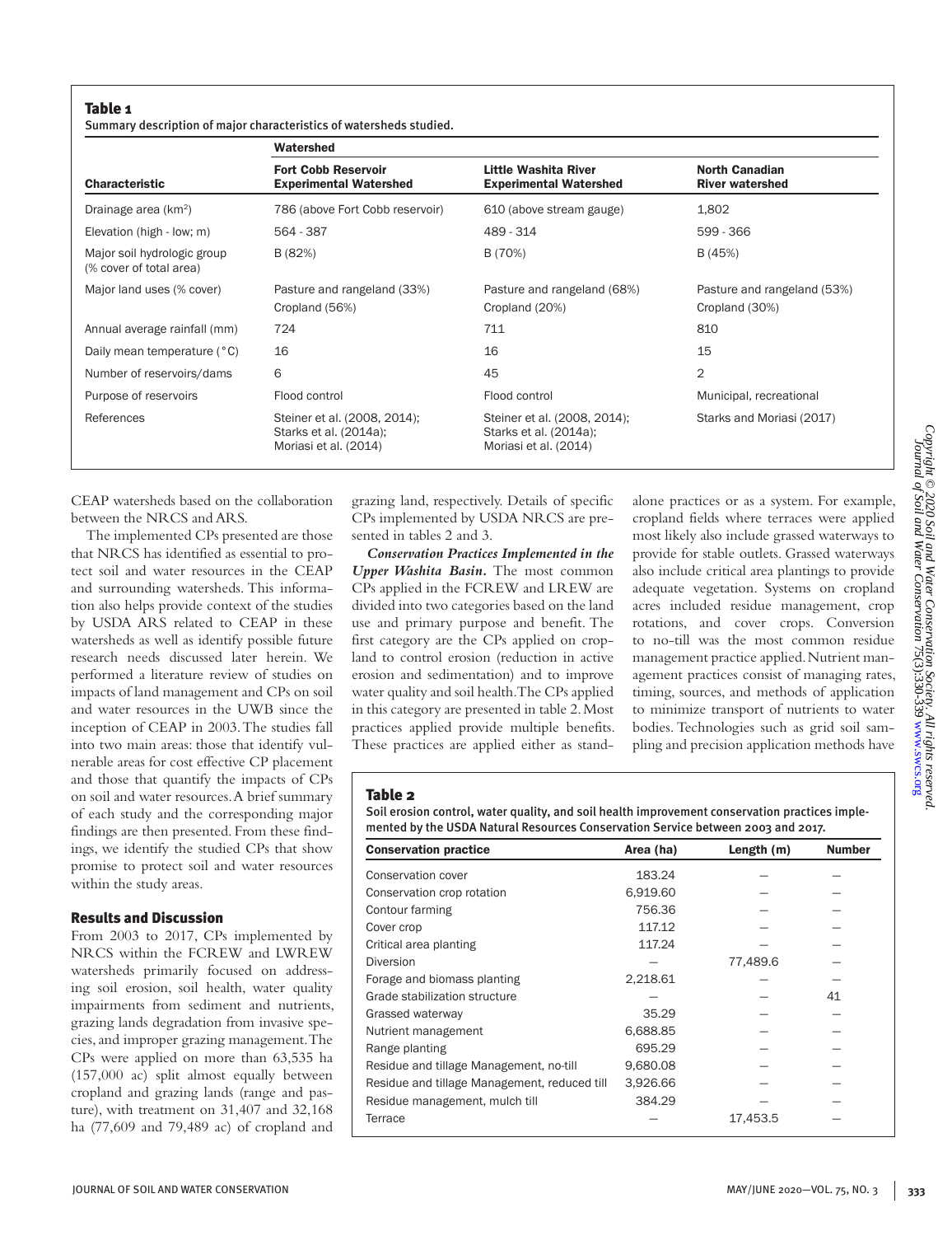**Table 1**
Summary description of major characteristics of watersheds studied.

| Characteristic | Watershed | | |
|---|---|---|---|
| | **Fort Cobb Reservoir Experimental Watershed** | **Little Washita River Experimental Watershed** | **North Canadian River watershed** |
| Drainage area (km$^2$) | 786 (above Fort Cobb reservoir) | 610 (above stream gauge) | 1,802 |
| Elevation (high - low; m) | 564 - 387 | 489 - 314 | 599 - 366 |
| Major soil hydrologic group (% cover of total area) | B (82%) | B (70%) | B (45%) |
| Major land uses (% cover) | Pasture and rangeland (33%) Cropland (56%) | Pasture and rangeland (68%) Cropland (20%) | Pasture and rangeland (53%) Cropland (30%) |
| Annual average rainfall (mm) | 724 | 711 | 810 |
| Daily mean temperature (°C) | 16 | 16 | 15 |
| Number of reservoirs/dams | 6 | 45 | 2 |
| Purpose of reservoirs | Flood control | Flood control | Municipal, recreational |
| References | Steiner et al. (2008, 2014); Starks et al. (2014a); Moriasi et al. (2014) | Steiner et al. (2008, 2014); Starks et al. (2014a); Moriasi et al. (2014) | Starks and Moriasi (2017) |

CEAP watersheds based on the collaboration between the NRCS and ARS.

The implemented CPs presented are those that NRCS has identified as essential to protect soil and water resources in the CEAP and surrounding watersheds. This information also helps provide context of the studies by USDA ARS related to CEAP in these watersheds as well as identify possible future research needs discussed later herein. We performed a literature review of studies on impacts of land management and CPs on soil and water resources in the UWB since the inception of CEAP in 2003. The studies fall into two main areas: those that identify vulnerable areas for cost effective CP placement and those that quantify the impacts of CPs on soil and water resources. A brief summary of each study and the corresponding major findings are then presented. From these findings, we identify the studied CPs that show promise to protect soil and water resources within the study areas.

## Results and Discussion

From 2003 to 2017, CPs implemented by NRCS within the FCREW and LWREW watersheds primarily focused on addressing soil erosion, soil health, water quality impairments from sediment and nutrients, grazing lands degradation from invasive species, and improper grazing management. The CPs were applied on more than 63,535 ha (157,000 ac) split almost equally between cropland and grazing lands (range and pasture), with treatment on 31,407 and 32,168 ha (77,609 and 79,489 ac) of cropland and grazing land, respectively. Details of specific CPs implemented by USDA NRCS are presented in tables 2 and 3.

***Conservation Practices Implemented in the Upper Washita Basin.*** The most common CPs applied in the FCREW and LREW are divided into two categories based on the land use and primary purpose and benefit. The first category are the CPs applied on cropland to control erosion (reduction in active erosion and sedimentation) and to improve water quality and soil health. The CPs applied in this category are presented in table 2. Most practices applied provide multiple benefits. These practices are applied either as stand-alone practices or as a system. For example, cropland fields where terraces were applied most likely also include grassed waterways to provide for stable outlets. Grassed waterways also include critical area plantings to provide adequate vegetation. Systems on cropland acres included residue management, crop rotations, and cover crops. Conversion to no-till was the most common residue management practice applied. Nutrient management practices consist of managing rates, timing, sources, and methods of application to minimize transport of nutrients to water bodies. Technologies such as grid soil sampling and precision application methods have

**Table 2**
Soil erosion control, water quality, and soil health improvement conservation practices implemented by the USDA Natural Resources Conservation Service between 2003 and 2017.

| Conservation practice | Area (ha) | Length (m) | Number |
|---|---|---|---|
| Conservation cover | 183.24 | — | — |
| Conservation crop rotation | 6,919.60 | — | — |
| Contour farming | 756.36 | — | — |
| Cover crop | 117.12 | — | — |
| Critical area planting | 117.24 | — | — |
| Diversion | — | 77,489.6 | — |
| Forage and biomass planting | 2,218.61 | — | — |
| Grade stabilization structure | — | — | 41 |
| Grassed waterway | 35.29 | — | — |
| Nutrient management | 6,688.85 | — | — |
| Range planting | 695.29 | — | — |
| Residue and tillage Management, no-till | 9,680.08 | — | — |
| Residue and tillage Management, reduced till | 3,926.66 | — | — |
| Residue management, mulch till | 384.29 | — | — |
| Terrace | — | 17,453.5 | — |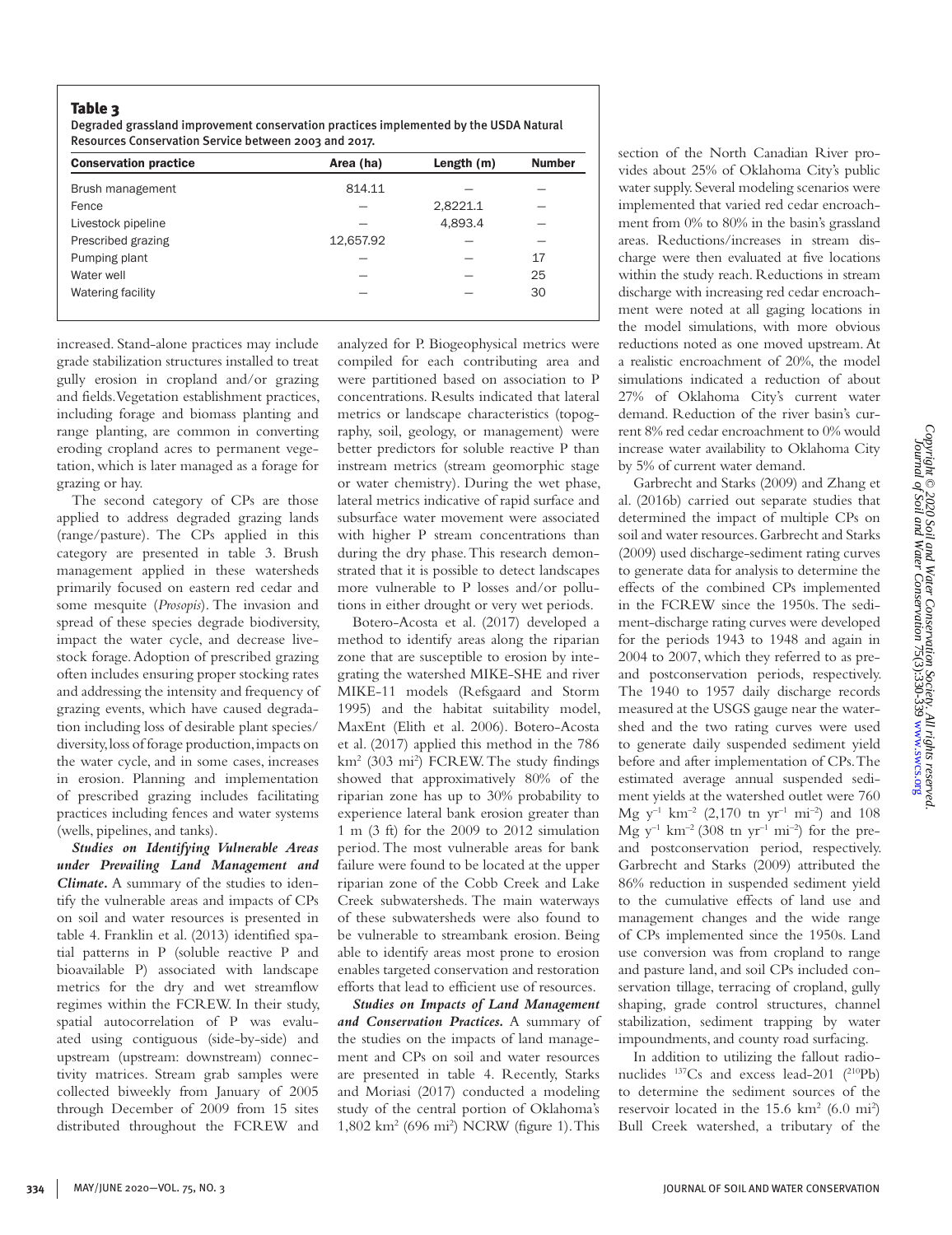**Table 3**
Degraded grassland improvement conservation practices implemented by the USDA Natural Resources Conservation Service between 2003 and 2017.

| Conservation practice | Area (ha) | Length (m) | Number |
|---|---|---|---|
| Brush management | 814.11 | — | — |
| Fence | — | 2,8221.1 | — |
| Livestock pipeline | — | 4,893.4 | — |
| Prescribed grazing | 12,657.92 | — | — |
| Pumping plant | — | — | 17 |
| Water well | — | — | 25 |
| Watering facility | — | — | 30 |

increased. Stand-alone practices may include grade stabilization structures installed to treat gully erosion in cropland and/or grazing and fields. Vegetation establishment practices, including forage and biomass planting and range planting, are common in converting eroding cropland acres to permanent vegetation, which is later managed as a forage for grazing or hay.

The second category of CPs are those applied to address degraded grazing lands (range/pasture). The CPs applied in this category are presented in table 3. Brush management applied in these watersheds primarily focused on eastern red cedar and some mesquite (*Prosopis*). The invasion and spread of these species degrade biodiversity, impact the water cycle, and decrease livestock forage. Adoption of prescribed grazing often includes ensuring proper stocking rates and addressing the intensity and frequency of grazing events, which have caused degradation including loss of desirable plant species/diversity, loss of forage production, impacts on the water cycle, and in some cases, increases in erosion. Planning and implementation of prescribed grazing includes facilitating practices including fences and water systems (wells, pipelines, and tanks).

***Studies on Identifying Vulnerable Areas under Prevailing Land Management and Climate.*** A summary of the studies to identify the vulnerable areas and impacts of CPs on soil and water resources is presented in table 4. Franklin et al. (2013) identified spatial patterns in P (soluble reactive P and bioavailable P) associated with landscape metrics for the dry and wet streamflow regimes within the FCREW. In their study, spatial autocorrelation of P was evaluated using contiguous (side-by-side) and upstream (upstream: downstream) connectivity matrices. Stream grab samples were collected biweekly from January of 2005 through December of 2009 from 15 sites distributed throughout the FCREW and analyzed for P. Biogeophysical metrics were compiled for each contributing area and were partitioned based on association to P concentrations. Results indicated that lateral metrics or landscape characteristics (topography, soil, geology, or management) were better predictors for soluble reactive P than instream metrics (stream geomorphic stage or water chemistry). During the wet phase, lateral metrics indicative of rapid surface and subsurface water movement were associated with higher P stream concentrations than during the dry phase. This research demonstrated that it is possible to detect landscapes more vulnerable to P losses and/or pollutions in either drought or very wet periods.

Botero-Acosta et al. (2017) developed a method to identify areas along the riparian zone that are susceptible to erosion by integrating the watershed MIKE-SHE and river MIKE-11 models (Refsgaard and Storm 1995) and the habitat suitability model, MaxEnt (Elith et al. 2006). Botero-Acosta et al. (2017) applied this method in the 786 km² (303 mi²) FCREW. The study findings showed that approximatively 80% of the riparian zone has up to 30% probability to experience lateral bank erosion greater than 1 m (3 ft) for the 2009 to 2012 simulation period. The most vulnerable areas for bank failure were found to be located at the upper riparian zone of the Cobb Creek and Lake Creek subwatersheds. The main waterways of these subwatersheds were also found to be vulnerable to streambank erosion. Being able to identify areas most prone to erosion enables targeted conservation and restoration efforts that lead to efficient use of resources.

***Studies on Impacts of Land Management and Conservation Practices.*** A summary of the studies on the impacts of land management and CPs on soil and water resources are presented in table 4. Recently, Starks and Moriasi (2017) conducted a modeling study of the central portion of Oklahoma's 1,802 km² (696 mi²) NCRW (figure 1). This section of the North Canadian River provides about 25% of Oklahoma City's public water supply. Several modeling scenarios were implemented that varied red cedar encroachment from 0% to 80% in the basin's grassland areas. Reductions/increases in stream discharge were then evaluated at five locations within the study reach. Reductions in stream discharge with increasing red cedar encroachment were noted at all gaging locations in the model simulations, with more obvious reductions noted as one moved upstream. At a realistic encroachment of 20%, the model simulations indicated a reduction of about 27% of Oklahoma City's current water demand. Reduction of the river basin's current 8% red cedar encroachment to 0% would increase water availability to Oklahoma City by 5% of current water demand.

Garbrecht and Starks (2009) and Zhang et al. (2016b) carried out separate studies that determined the impact of multiple CPs on soil and water resources. Garbrecht and Starks (2009) used discharge-sediment rating curves to generate data for analysis to determine the effects of the combined CPs implemented in the FCREW since the 1950s. The sediment-discharge rating curves were developed for the periods 1943 to 1948 and again in 2004 to 2007, which they referred to as pre- and postconservation periods, respectively. The 1940 to 1957 daily discharge records measured at the USGS gauge near the watershed and the two rating curves were used to generate daily suspended sediment yield before and after implementation of CPs. The estimated average annual suspended sediment yields at the watershed outlet were 760 Mg y$^{-1}$ km$^{-2}$ (2,170 tn yr$^{-1}$ mi$^{-2}$) and 108 Mg y$^{-1}$ km$^{-2}$ (308 tn yr$^{-1}$ mi$^{-2}$) for the pre- and postconservation period, respectively. Garbrecht and Starks (2009) attributed the 86% reduction in suspended sediment yield to the cumulative effects of land use and management changes and the wide range of CPs implemented since the 1950s. Land use conversion was from cropland to range and pasture land, and soil CPs included conservation tillage, terracing of cropland, gully shaping, grade control structures, channel stabilization, sediment trapping by water impoundments, and county road surfacing.

In addition to utilizing the fallout radionuclides $^{137}$Cs and excess lead-201 ($^{210}$Pb) to determine the sediment sources of the reservoir located in the 15.6 km² (6.0 mi²) Bull Creek watershed, a tributary of the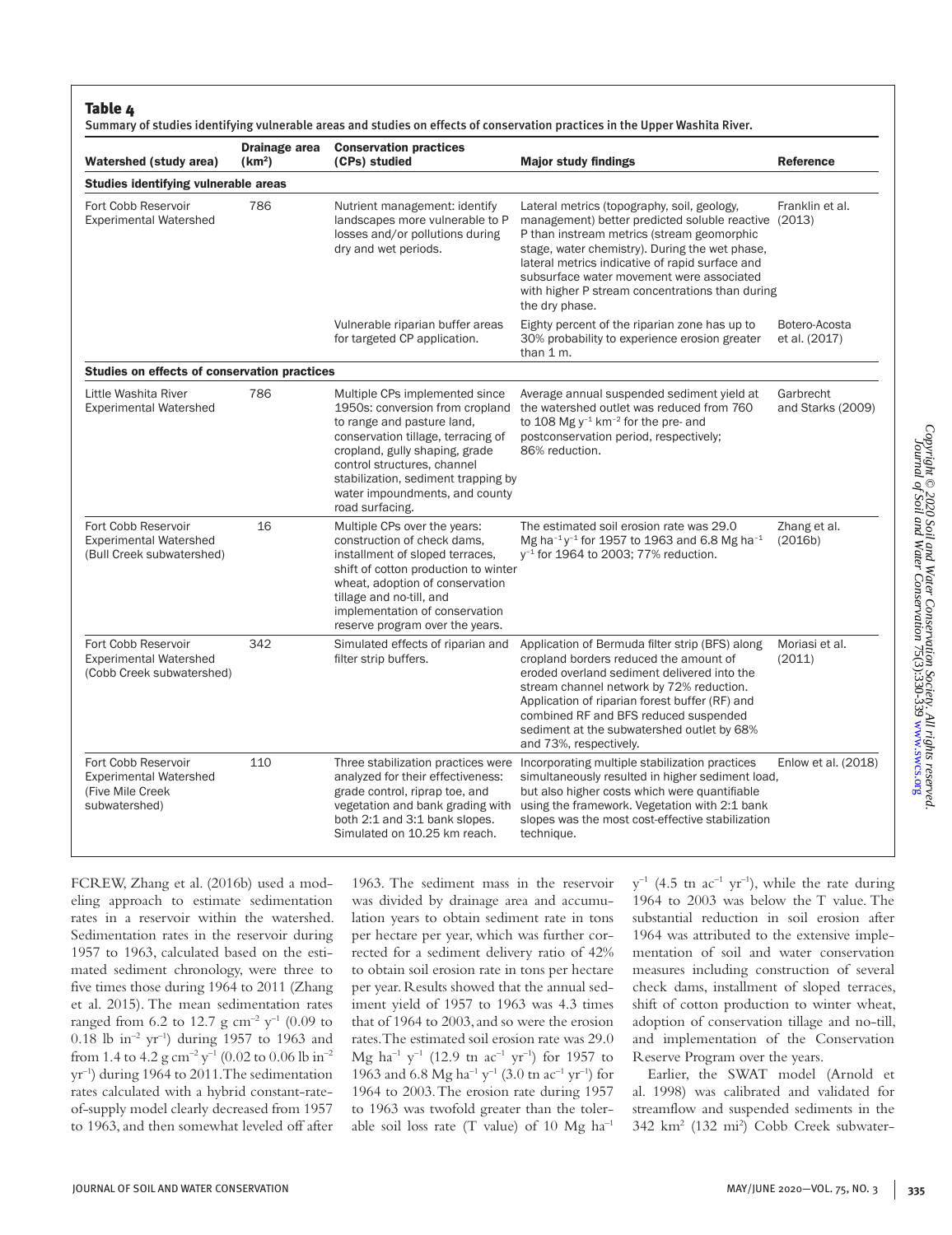**Table 4**

Summary of studies identifying vulnerable areas and studies on effects of conservation practices in the Upper Washita River.

| Watershed (study area) | Drainage area ($km^2$) | Conservation practices (CPs) studied | Major study findings | Reference |
|---|---|---|---|---|
| **Studies identifying vulnerable areas** | | | | |
| Fort Cobb Reservoir Experimental Watershed | 786 | Nutrient management: identify landscapes more vulnerable to P losses and/or pollutions during dry and wet periods. | Lateral metrics (topography, soil, geology, management) better predicted soluble reactive P than instream metrics (stream geomorphic stage, water chemistry). During the wet phase, lateral metrics indicative of rapid surface and subsurface water movement were associated with higher P stream concentrations than during the dry phase. | Franklin et al. (2013) |
| | | Vulnerable riparian buffer areas for targeted CP application. | Eighty percent of the riparian zone has up to 30% probability to experience erosion greater than 1 m. | Botero-Acosta et al. (2017) |
| **Studies on effects of conservation practices** | | | | |
| Little Washita River Experimental Watershed | 786 | Multiple CPs implemented since 1950s: conversion from cropland to range and pasture land, conservation tillage, terracing of cropland, gully shaping, grade control structures, channel stabilization, sediment trapping by water impoundments, and county road surfacing. | Average annual suspended sediment yield at the watershed outlet was reduced from 760 to 108 Mg $y^{-1}$ $km^{-2}$ for the pre- and postconservation period, respectively; 86% reduction. | Garbrecht and Starks (2009) |
| Fort Cobb Reservoir Experimental Watershed (Bull Creek subwatershed) | 16 | Multiple CPs over the years: construction of check dams, installment of sloped terraces, shift of cotton production to winter wheat, adoption of conservation tillage and no-till, and implementation of conservation reserve program over the years. | The estimated soil erosion rate was 29.0 Mg $ha^{-1}$ $y^{-1}$ for 1957 to 1963 and 6.8 Mg $ha^{-1}$ $y^{-1}$ for 1964 to 2003; 77% reduction. | Zhang et al. (2016b) |
| Fort Cobb Reservoir Experimental Watershed (Cobb Creek subwatershed) | 342 | Simulated effects of riparian and filter strip buffers. | Application of Bermuda filter strip (BFS) along cropland borders reduced the amount of eroded overland sediment delivered into the stream channel network by 72% reduction. Application of riparian forest buffer (RF) and combined RF and BFS reduced suspended sediment at the subwatershed outlet by 68% and 73%, respectively. | Moriasi et al. (2011) |
| Fort Cobb Reservoir Experimental Watershed (Five Mile Creek subwatershed) | 110 | Three stabilization practices were analyzed for their effectiveness: grade control, riprap toe, and vegetation and bank grading with both 2:1 and 3:1 bank slopes. Simulated on 10.25 km reach. | Incorporating multiple stabilization practices simultaneously resulted in higher sediment load, but also higher costs which were quantifiable using the framework. Vegetation with 2:1 bank slopes was the most cost-effective stabilization technique. | Enlow et al. (2018) |

FCREW, Zhang et al. (2016b) used a modeling approach to estimate sedimentation rates in a reservoir within the watershed. Sedimentation rates in the reservoir during 1957 to 1963, calculated based on the estimated sediment chronology, were three to five times those during 1964 to 2011 (Zhang et al. 2015). The mean sedimentation rates ranged from 6.2 to 12.7 g $cm^{-2}$ $y^{-1}$ (0.09 to 0.18 lb $in^{-2}$ $yr^{-1}$) during 1957 to 1963 and from 1.4 to 4.2 g $cm^{-2}$ $y^{-1}$ (0.02 to 0.06 lb $in^{-2}$ $yr^{-1}$) during 1964 to 2011. The sedimentation rates calculated with a hybrid constant-rate-of-supply model clearly decreased from 1957 to 1963, and then somewhat leveled off after 1963. The sediment mass in the reservoir was divided by drainage area and accumulation years to obtain sediment rate in tons per hectare per year, which was further corrected for a sediment delivery ratio of 42% to obtain soil erosion rate in tons per hectare per year. Results showed that the annual sediment yield of 1957 to 1963 was 4.3 times that of 1964 to 2003, and so were the erosion rates. The estimated soil erosion rate was 29.0 Mg $ha^{-1}$ $y^{-1}$ (12.9 tn $ac^{-1}$ $yr^{-1}$) for 1957 to 1963 and 6.8 Mg $ha^{-1}$ $y^{-1}$ (3.0 tn $ac^{-1}$ $yr^{-1}$) for 1964 to 2003. The erosion rate during 1957 to 1963 was twofold greater than the tolerable soil loss rate (T value) of 10 Mg $ha^{-1}$ $y^{-1}$ (4.5 tn $ac^{-1}$ $yr^{-1}$), while the rate during 1964 to 2003 was below the T value. The substantial reduction in soil erosion after 1964 was attributed to the extensive implementation of soil and water conservation measures including construction of several check dams, installment of sloped terraces, shift of cotton production to winter wheat, adoption of conservation tillage and no-till, and implementation of the Conservation Reserve Program over the years.

Earlier, the SWAT model (Arnold et al. 1998) was calibrated and validated for streamflow and suspended sediments in the 342 $km^2$ (132 $mi^2$) Cobb Creek subwater-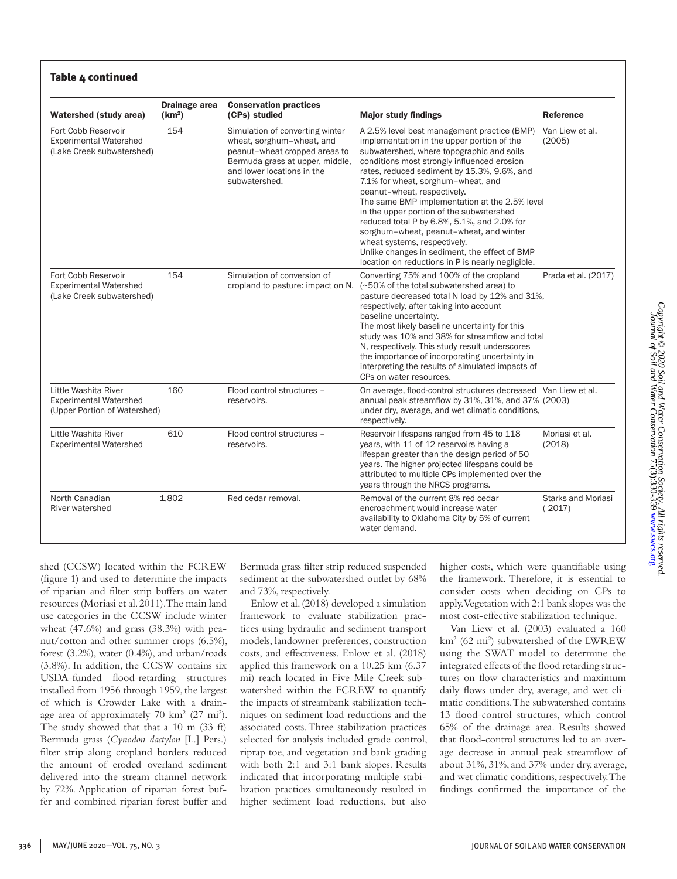**Table 4 continued**

| Watershed (study area) | Drainage area ($km^2$) | Conservation practices (CPs) studied | Major study findings | Reference |
|---|---|---|---|---|
| Fort Cobb Reservoir Experimental Watershed (Lake Creek subwatershed) | 154 | Simulation of converting winter wheat, sorghum–wheat, and peanut–wheat cropped areas to Bermuda grass at upper, middle, and lower locations in the subwatershed. | A 2.5% level best management practice (BMP) implementation in the upper portion of the subwatershed, where topographic and soils conditions most strongly influenced erosion rates, reduced sediment by 15.3%, 9.6%, and 7.1% for wheat, sorghum–wheat, and peanut–wheat, respectively. The same BMP implementation at the 2.5% level in the upper portion of the subwatershed reduced total P by 6.8%, 5.1%, and 2.0% for sorghum–wheat, peanut–wheat, and winter wheat systems, respectively. Unlike changes in sediment, the effect of BMP location on reductions in P is nearly negligible. | Van Liew et al. (2005) |
| Fort Cobb Reservoir Experimental Watershed (Lake Creek subwatershed) | 154 | Simulation of conversion of cropland to pasture: impact on N. | Converting 75% and 100% of the cropland (~50% of the total subwatershed area) to pasture decreased total N load by 12% and 31%, respectively, after taking into account baseline uncertainty. The most likely baseline uncertainty for this study was 10% and 38% for streamflow and total N, respectively. This study result underscores the importance of incorporating uncertainty in interpreting the results of simulated impacts of CPs on water resources. | Prada et al. (2017) |
| Little Washita River Experimental Watershed (Upper Portion of Watershed) | 160 | Flood control structures – reservoirs. | On average, flood-control structures decreased annual peak streamflow by 31%, 31%, and 37% under dry, average, and wet climatic conditions, respectively. | Van Liew et al. (2003) |
| Little Washita River Experimental Watershed | 610 | Flood control structures – reservoirs. | Reservoir lifespans ranged from 45 to 118 years, with 11 of 12 reservoirs having a lifespan greater than the design period of 50 years. The higher projected lifespans could be attributed to multiple CPs implemented over the years through the NRCS programs. | Moriasi et al. (2018) |
| North Canadian River watershed | 1,802 | Red cedar removal. | Removal of the current 8% red cedar encroachment would increase water availability to Oklahoma City by 5% of current water demand. | Starks and Moriasi ( 2017) |

shed (CCSW) located within the FCREW (figure 1) and used to determine the impacts of riparian and filter strip buffers on water resources (Moriasi et al. 2011). The main land use categories in the CCSW include winter wheat (47.6%) and grass (38.3%) with peanut/cotton and other summer crops (6.5%), forest (3.2%), water (0.4%), and urban/roads (3.8%). In addition, the CCSW contains six USDA-funded flood-retarding structures installed from 1956 through 1959, the largest of which is Crowder Lake with a drainage area of approximately 70 $km^2$ (27 $mi^2$). The study showed that that a 10 m (33 ft) Bermuda grass (*Cynodon dactylon* [L.] Pers.) filter strip along cropland borders reduced the amount of eroded overland sediment delivered into the stream channel network by 72%. Application of riparian forest buffer and combined riparian forest buffer and Bermuda grass filter strip reduced suspended sediment at the subwatershed outlet by 68% and 73%, respectively.

Enlow et al. (2018) developed a simulation framework to evaluate stabilization practices using hydraulic and sediment transport models, landowner preferences, construction costs, and effectiveness. Enlow et al. (2018) applied this framework on a 10.25 km (6.37 mi) reach located in Five Mile Creek subwatershed within the FCREW to quantify the impacts of streambank stabilization techniques on sediment load reductions and the associated costs. Three stabilization practices selected for analysis included grade control, riprap toe, and vegetation and bank grading with both 2:1 and 3:1 bank slopes. Results indicated that incorporating multiple stabilization practices simultaneously resulted in higher sediment load reductions, but also higher costs, which were quantifiable using the framework. Therefore, it is essential to consider costs when deciding on CPs to apply. Vegetation with 2:1 bank slopes was the most cost-effective stabilization technique.

Van Liew et al. (2003) evaluated a 160 $km^2$ (62 $mi^2$) subwatershed of the LWREW using the SWAT model to determine the integrated effects of the flood retarding structures on flow characteristics and maximum daily flows under dry, average, and wet climatic conditions. The subwatershed contains 13 flood-control structures, which control 65% of the drainage area. Results showed that flood-control structures led to an average decrease in annual peak streamflow of about 31%, 31%, and 37% under dry, average, and wet climatic conditions, respectively. The findings confirmed the importance of the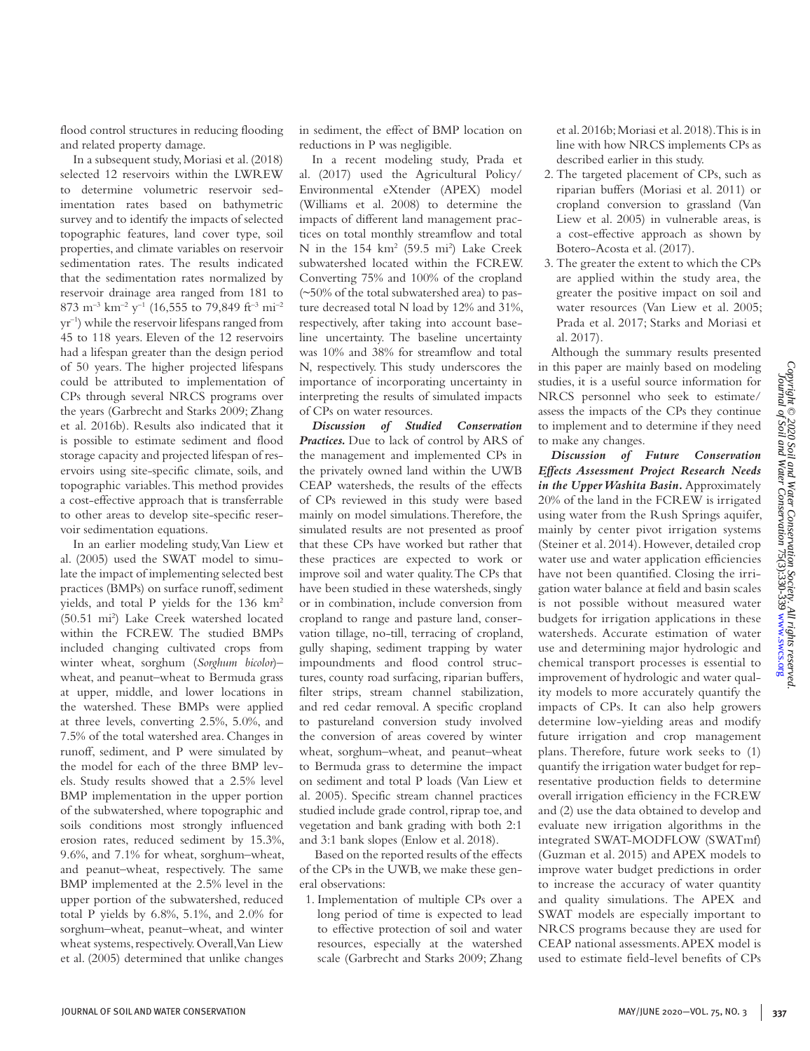flood control structures in reducing flooding and related property damage.

In a subsequent study, Moriasi et al. (2018) selected 12 reservoirs within the LWREW to determine volumetric reservoir sedimentation rates based on bathymetric survey and to identify the impacts of selected topographic features, land cover type, soil properties, and climate variables on reservoir sedimentation rates. The results indicated that the sedimentation rates normalized by reservoir drainage area ranged from 181 to 873 $m^{-3}$ $km^{-2}$ $y^{-1}$ (16,555 to 79,849 $ft^{-3}$ $mi^{-2}$ $yr^{-1}$) while the reservoir lifespans ranged from 45 to 118 years. Eleven of the 12 reservoirs had a lifespan greater than the design period of 50 years. The higher projected lifespans could be attributed to implementation of CPs through several NRCS programs over the years (Garbrecht and Starks 2009; Zhang et al. 2016b). Results also indicated that it is possible to estimate sediment and flood storage capacity and projected lifespan of reservoirs using site-specific climate, soils, and topographic variables. This method provides a cost-effective approach that is transferrable to other areas to develop site-specific reservoir sedimentation equations.

In an earlier modeling study, Van Liew et al. (2005) used the SWAT model to simulate the impact of implementing selected best practices (BMPs) on surface runoff, sediment yields, and total P yields for the 136 $km^2$ (50.51 $mi^2$) Lake Creek watershed located within the FCREW. The studied BMPs included changing cultivated crops from winter wheat, sorghum (*Sorghum bicolor*)–wheat, and peanut–wheat to Bermuda grass at upper, middle, and lower locations in the watershed. These BMPs were applied at three levels, converting 2.5%, 5.0%, and 7.5% of the total watershed area. Changes in runoff, sediment, and P were simulated by the model for each of the three BMP levels. Study results showed that a 2.5% level BMP implementation in the upper portion of the subwatershed, where topographic and soils conditions most strongly influenced erosion rates, reduced sediment by 15.3%, 9.6%, and 7.1% for wheat, sorghum–wheat, and peanut–wheat, respectively. The same BMP implemented at the 2.5% level in the upper portion of the subwatershed, reduced total P yields by 6.8%, 5.1%, and 2.0% for sorghum–wheat, peanut–wheat, and winter wheat systems, respectively. Overall, Van Liew et al. (2005) determined that unlike changes in sediment, the effect of BMP location on reductions in P was negligible.

In a recent modeling study, Prada et al. (2017) used the Agricultural Policy/Environmental eXtender (APEX) model (Williams et al. 2008) to determine the impacts of different land management practices on total monthly streamflow and total N in the 154 $km^2$ (59.5 $mi^2$) Lake Creek subwatershed located within the FCREW. Converting 75% and 100% of the cropland (~50% of the total subwatershed area) to pasture decreased total N load by 12% and 31%, respectively, after taking into account baseline uncertainty. The baseline uncertainty was 10% and 38% for streamflow and total N, respectively. This study underscores the importance of incorporating uncertainty in interpreting the results of simulated impacts of CPs on water resources.

***Discussion of Studied Conservation Practices.*** Due to lack of control by ARS of the management and implemented CPs in the privately owned land within the UWB CEAP watersheds, the results of the effects of CPs reviewed in this study were based mainly on model simulations. Therefore, the simulated results are not presented as proof that these CPs have worked but rather that these practices are expected to work or improve soil and water quality. The CPs that have been studied in these watersheds, singly or in combination, include conversion from cropland to range and pasture land, conservation tillage, no-till, terracing of cropland, gully shaping, sediment trapping by water impoundments and flood control structures, county road surfacing, riparian buffers, filter strips, stream channel stabilization, and red cedar removal. A specific cropland to pastureland conversion study involved the conversion of areas covered by winter wheat, sorghum–wheat, and peanut–wheat to Bermuda grass to determine the impact on sediment and total P loads (Van Liew et al. 2005). Specific stream channel practices studied include grade control, riprap toe, and vegetation and bank grading with both 2:1 and 3:1 bank slopes (Enlow et al. 2018).

Based on the reported results of the effects of the CPs in the UWB, we make these general observations:

1. Implementation of multiple CPs over a long period of time is expected to lead to effective protection of soil and water resources, especially at the watershed scale (Garbrecht and Starks 2009; Zhang et al. 2016b; Moriasi et al. 2018). This is in line with how NRCS implements CPs as described earlier in this study.
2. The targeted placement of CPs, such as riparian buffers (Moriasi et al. 2011) or cropland conversion to grassland (Van Liew et al. 2005) in vulnerable areas, is a cost-effective approach as shown by Botero-Acosta et al. (2017).
3. The greater the extent to which the CPs are applied within the study area, the greater the positive impact on soil and water resources (Van Liew et al. 2005; Prada et al. 2017; Starks and Moriasi et al. 2017).

Although the summary results presented in this paper are mainly based on modeling studies, it is a useful source information for NRCS personnel who seek to estimate/assess the impacts of the CPs they continue to implement and to determine if they need to make any changes.

***Discussion of Future Conservation Effects Assessment Project Research Needs in the Upper Washita Basin.*** Approximately 20% of the land in the FCREW is irrigated using water from the Rush Springs aquifer, mainly by center pivot irrigation systems (Steiner et al. 2014). However, detailed crop water use and water application efficiencies have not been quantified. Closing the irrigation water balance at field and basin scales is not possible without measured water budgets for irrigation applications in these watersheds. Accurate estimation of water use and determining major hydrologic and chemical transport processes is essential to improvement of hydrologic and water quality models to more accurately quantify the impacts of CPs. It can also help growers determine low-yielding areas and modify future irrigation and crop management plans. Therefore, future work seeks to (1) quantify the irrigation water budget for representative production fields to determine overall irrigation efficiency in the FCREW and (2) use the data obtained to develop and evaluate new irrigation algorithms in the integrated SWAT-MODFLOW (SWATmf) (Guzman et al. 2015) and APEX models to improve water budget predictions in order to increase the accuracy of water quantity and quality simulations. The APEX and SWAT models are especially important to NRCS programs because they are used for CEAP national assessments. APEX model is used to estimate field-level benefits of CPs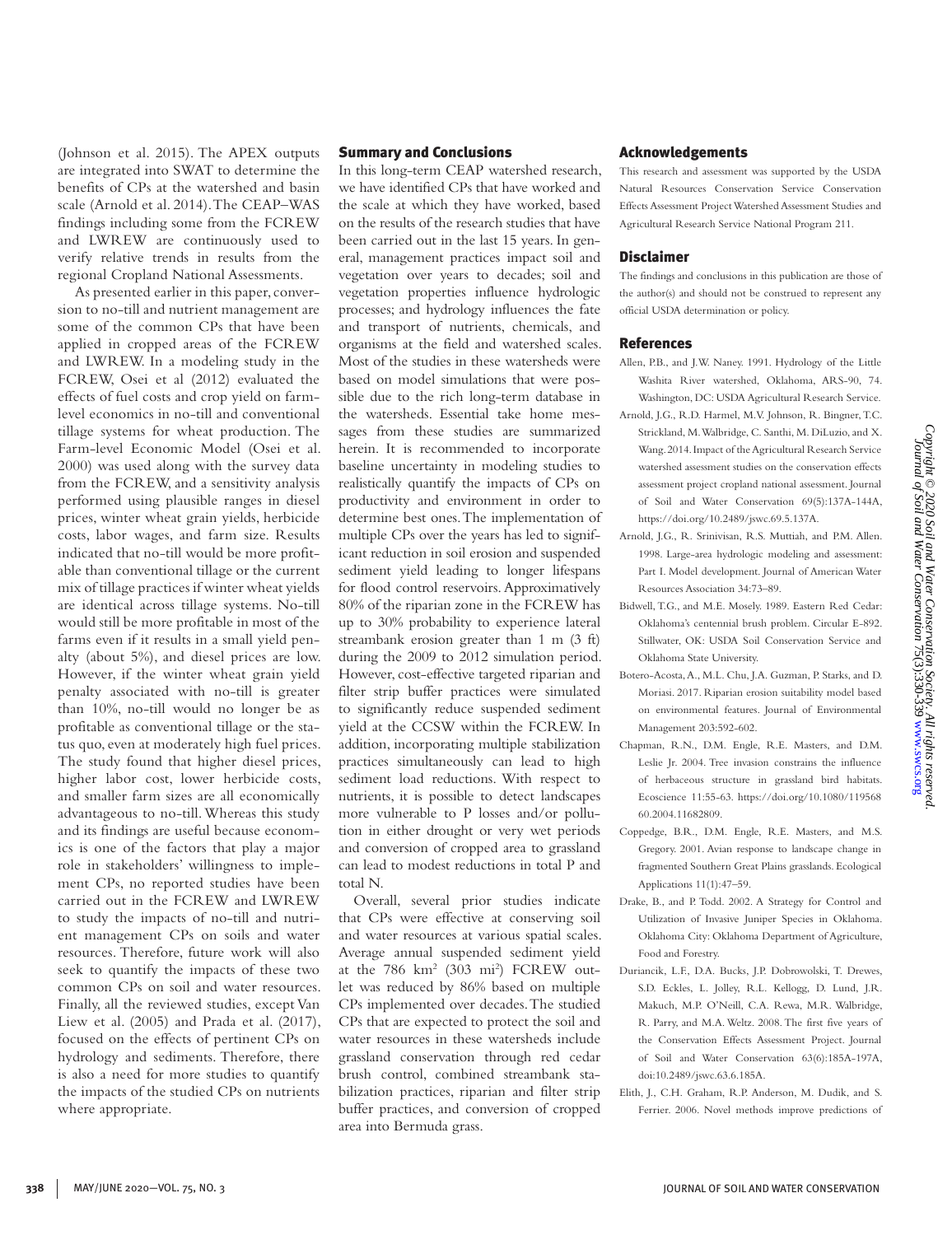(Johnson et al. 2015). The APEX outputs are integrated into SWAT to determine the benefits of CPs at the watershed and basin scale (Arnold et al. 2014). The CEAP–WAS findings including some from the FCREW and LWREW are continuously used to verify relative trends in results from the regional Cropland National Assessments.

As presented earlier in this paper, conversion to no-till and nutrient management are some of the common CPs that have been applied in cropped areas of the FCREW and LWREW. In a modeling study in the FCREW, Osei et al (2012) evaluated the effects of fuel costs and crop yield on farm-level economics in no-till and conventional tillage systems for wheat production. The Farm-level Economic Model (Osei et al. 2000) was used along with the survey data from the FCREW, and a sensitivity analysis performed using plausible ranges in diesel prices, winter wheat grain yields, herbicide costs, labor wages, and farm size. Results indicated that no-till would be more profitable than conventional tillage or the current mix of tillage practices if winter wheat yields are identical across tillage systems. No-till would still be more profitable in most of the farms even if it results in a small yield penalty (about 5%), and diesel prices are low. However, if the winter wheat grain yield penalty associated with no-till is greater than 10%, no-till would no longer be as profitable as conventional tillage or the status quo, even at moderately high fuel prices. The study found that higher diesel prices, higher labor cost, lower herbicide costs, and smaller farm sizes are all economically advantageous to no-till. Whereas this study and its findings are useful because economics is one of the factors that play a major role in stakeholders' willingness to implement CPs, no reported studies have been carried out in the FCREW and LWREW to study the impacts of no-till and nutrient management CPs on soils and water resources. Therefore, future work will also seek to quantify the impacts of these two common CPs on soil and water resources. Finally, all the reviewed studies, except Van Liew et al. (2005) and Prada et al. (2017), focused on the effects of pertinent CPs on hydrology and sediments. Therefore, there is also a need for more studies to quantify the impacts of the studied CPs on nutrients where appropriate.

## Summary and Conclusions

In this long-term CEAP watershed research, we have identified CPs that have worked and the scale at which they have worked, based on the results of the research studies that have been carried out in the last 15 years. In general, management practices impact soil and vegetation over years to decades; soil and vegetation properties influence hydrologic processes; and hydrology influences the fate and transport of nutrients, chemicals, and organisms at the field and watershed scales. Most of the studies in these watersheds were based on model simulations that were possible due to the rich long-term database in the watersheds. Essential take home messages from these studies are summarized herein. It is recommended to incorporate baseline uncertainty in modeling studies to realistically quantify the impacts of CPs on productivity and environment in order to determine best ones. The implementation of multiple CPs over the years has led to significant reduction in soil erosion and suspended sediment yield leading to longer lifespans for flood control reservoirs. Approximatively 80% of the riparian zone in the FCREW has up to 30% probability to experience lateral streambank erosion greater than 1 m (3 ft) during the 2009 to 2012 simulation period. However, cost-effective targeted riparian and filter strip buffer practices were simulated to significantly reduce suspended sediment yield at the CCSW within the FCREW. In addition, incorporating multiple stabilization practices simultaneously can lead to high sediment load reductions. With respect to nutrients, it is possible to detect landscapes more vulnerable to P losses and/or pollution in either drought or very wet periods and conversion of cropped area to grassland can lead to modest reductions in total P and total N.

Overall, several prior studies indicate that CPs were effective at conserving soil and water resources at various spatial scales. Average annual suspended sediment yield at the 786 km$^2$ (303 mi$^2$) FCREW outlet was reduced by 86% based on multiple CPs implemented over decades. The studied CPs that are expected to protect the soil and water resources in these watersheds include grassland conservation through red cedar brush control, combined streambank stabilization practices, riparian and filter strip buffer practices, and conversion of cropped area into Bermuda grass.

## Acknowledgements

This research and assessment was supported by the USDA Natural Resources Conservation Service Conservation Effects Assessment Project Watershed Assessment Studies and Agricultural Research Service National Program 211.

## Disclaimer

The findings and conclusions in this publication are those of the author(s) and should not be construed to represent any official USDA determination or policy.

## References

Allen, P.B., and J.W. Naney. 1991. Hydrology of the Little Washita River watershed, Oklahoma, ARS-90, 74. Washington, DC: USDA Agricultural Research Service.

Arnold, J.G., R.D. Harmel, M.V. Johnson, R. Bingner, T.C. Strickland, M. Walbridge, C. Santhi, M. DiLuzio, and X. Wang. 2014. Impact of the Agricultural Research Service watershed assessment studies on the conservation effects assessment project cropland national assessment. Journal of Soil and Water Conservation 69(5):137A-144A, https://doi.org/10.2489/jswc.69.5.137A.

Arnold, J.G., R. Srinivisan, R.S. Muttiah, and P.M. Allen. 1998. Large-area hydrologic modeling and assessment: Part I. Model development. Journal of American Water Resources Association 34:73–89.

Bidwell, T.G., and M.E. Mosely. 1989. Eastern Red Cedar: Oklahoma's centennial brush problem. Circular E-892. Stillwater, OK: USDA Soil Conservation Service and Oklahoma State University.

Botero-Acosta, A., M.L. Chu, J.A. Guzman, P. Starks, and D. Moriasi. 2017. Riparian erosion suitability model based on environmental features. Journal of Environmental Management 203:592-602.

Chapman, R.N., D.M. Engle, R.E. Masters, and D.M. Leslie Jr. 2004. Tree invasion constrains the influence of herbaceous structure in grassland bird habitats. Ecoscience 11:55-63. https://doi.org/10.1080/11956860.2004.11682809.

Coppedge, B.R., D.M. Engle, R.E. Masters, and M.S. Gregory. 2001. Avian response to landscape change in fragmented Southern Great Plains grasslands. Ecological Applications 11(1):47–59.

Drake, B., and P. Todd. 2002. A Strategy for Control and Utilization of Invasive Juniper Species in Oklahoma. Oklahoma City: Oklahoma Department of Agriculture, Food and Forestry.

Duriancik, L.F., D.A. Bucks, J.P. Dobrowolski, T. Drewes, S.D. Eckles, L. Jolley, R.L. Kellogg, D. Lund, J.R. Makuch, M.P. O'Neill, C.A. Rewa, M.R. Walbridge, R. Parry, and M.A. Weltz. 2008. The first five years of the Conservation Effects Assessment Project. Journal of Soil and Water Conservation 63(6):185A-197A, doi:10.2489/jswc.63.6.185A.

Elith, J., C.H. Graham, R.P. Anderson, M. Dudik, and S. Ferrier. 2006. Novel methods improve predictions of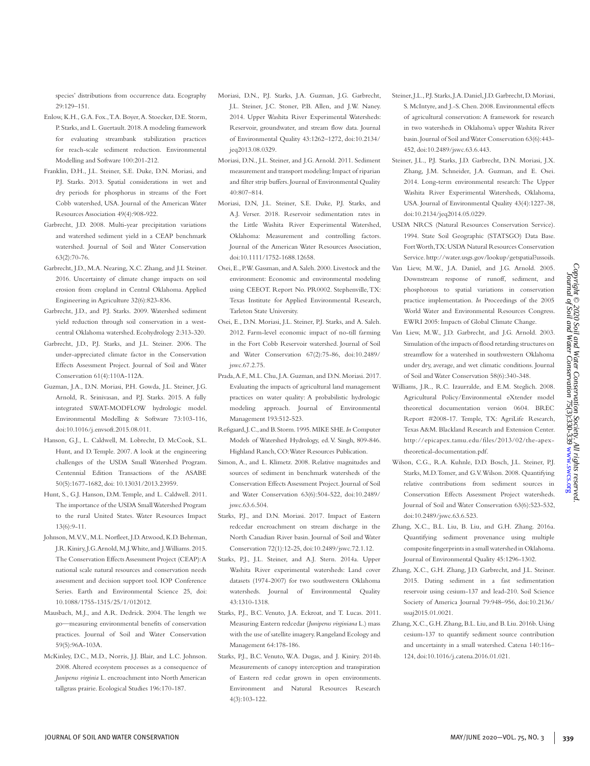species' distributions from occurrence data. Ecography 29:129–151.

Enlow, K.H., G.A. Fox, T.A. Boyer, A. Stoecker, D.E. Storm, P. Starks, and L. Guertault. 2018. A modeling framework for evaluating streambank stabilization practices for reach-scale sediment reduction. Environmental Modelling and Software 100:201-212.

Franklin, D.H., J.L. Steiner, S.E. Duke, D.N. Moriasi, and P.J. Starks. 2013. Spatial considerations in wet and dry periods for phosphorus in streams of the Fort Cobb watershed, USA. Journal of the American Water Resources Association 49(4):908-922.

Garbrecht, J.D. 2008. Multi-year precipitation variations and watershed sediment yield in a CEAP benchmark watershed. Journal of Soil and Water Conservation 63(2):70-76.

Garbrecht, J.D., M.A. Nearing, X.C. Zhang, and J.L Steiner. 2016. Uncertainty of climate change impacts on soil erosion from cropland in Central Oklahoma. Applied Engineering in Agriculture 32(6):823-836.

Garbrecht, J.D., and P.J. Starks. 2009. Watershed sediment yield reduction through soil conservation in a west-central Oklahoma watershed. Ecohydrology 2:313-320.

Garbrecht, J.D., P.J. Starks, and J.L. Steiner. 2006. The under-appreciated climate factor in the Conservation Effects Assessment Project. Journal of Soil and Water Conservation 61(4):110A-112A.

Guzman, J.A., D.N. Moriasi, P.H. Gowda, J.L. Steiner, J.G. Arnold, R. Srinivasan, and P.J. Starks. 2015. A fully integrated SWAT-MODFLOW hydrologic model. Environmental Modelling & Software 73:103-116, doi:10.1016/j.envsoft.2015.08.011.

Hanson, G.J., L. Caldwell, M. Lobrecht, D. McCook, S.L. Hunt, and D. Temple. 2007. A look at the engineering challenges of the USDA Small Watershed Program. Centennial Edition Transactions of the ASABE 50(5):1677-1682, doi: 10.13031/2013.23959.

Hunt, S., G.J. Hanson, D.M. Temple, and L. Caldwell. 2011. The importance of the USDA Small Watershed Program to the rural United States. Water Resources Impact 13(6):9-11.

Johnson, M.V.V., M.L. Norfleet, J.D. Atwood, K.D. Behrman, J.R. Kiniry, J.G. Arnold, M.J. White, and J. Williams. 2015. The Conservation Effects Assessment Project (CEAP): A national scale natural resources and conservation needs assessment and decision support tool. IOP Conference Series. Earth and Environmental Science 25, doi: 10.1088/1755-1315/25/1/012012.

Mausbach, M.J., and A.R. Dedrick. 2004. The length we go—measuring environmental benefits of conservation practices. Journal of Soil and Water Conservation 59(5):96A-103A.

McKinley, D.C., M.D., Norris, J.J. Blair, and L.C. Johnson. 2008. Altered ecosystem processes as a consequence of *Juniperus virginia* L. encroachment into North American tallgrass prairie. Ecological Studies 196:170-187.

Moriasi, D.N., P.J. Starks, J.A. Guzman, J.G. Garbrecht, J.L. Steiner, J.C. Stoner, P.B. Allen, and J.W. Naney. 2014. Upper Washita River Experimental Watersheds: Reservoir, groundwater, and stream flow data. Journal of Environmental Quality 43:1262–1272, doi:10.2134/jeq2013.08.0329.

Moriasi, D.N., J.L. Steiner, and J.G. Arnold. 2011. Sediment measurement and transport modeling: Impact of riparian and filter strip buffers. Journal of Environmental Quality 40:807–814.

Moriasi, D.N, J.L. Steiner, S.E. Duke, P.J. Starks, and A.J. Verser. 2018. Reservoir sedimentation rates in the Little Washita River Experimental Watershed, Oklahoma: Measurement and controlling factors. Journal of the American Water Resources Association, doi:10.1111/1752-1688.12658.

Osei, E., P.W. Gassman, and A. Saleh. 2000. Livestock and the environment: Economic and environmental modeling using CEEOT. Report No. PR0002. Stephenville, TX: Texas Institute for Applied Environmental Research, Tarleton State University.

Osei, E., D.N. Moriasi, J.L. Steiner, P.J. Starks, and A. Saleh. 2012. Farm-level economic impact of no-till farming in the Fort Cobb Reservoir watershed. Journal of Soil and Water Conservation 67(2):75-86, doi:10.2489/jswc.67.2.75.

Prada, A.F., M.L. Chu, J.A. Guzman, and D.N. Moriasi. 2017. Evaluating the impacts of agricultural land management practices on water quality: A probabilistic hydrologic modeling approach. Journal of Environmental Management 193:512-523.

Refsgaard, J.C., and B. Storm. 1995. MIKE SHE. *In* Computer Models of Watershed Hydrology, ed. V. Singh, 809-846. Highland Ranch, CO: Water Resources Publication.

Simon, A., and L. Klimetz. 2008. Relative magnitudes and sources of sediment in benchmark watersheds of the Conservation Effects Assessment Project. Journal of Soil and Water Conservation 63(6):504-522, doi:10.2489/jswc.63.6.504.

Starks, P.J., and D.N. Moriasi. 2017. Impact of Eastern redcedar encroachment on stream discharge in the North Canadian River basin. Journal of Soil and Water Conservation 72(1):12-25, doi:10.2489/jswc.72.1.12.

Starks, P.J., J.L. Steiner, and A.J. Stern. 2014a. Upper Washita River experimental watersheds: Land cover datasets (1974-2007) for two southwestern Oklahoma watersheds. Journal of Environmental Quality 43:1310-1318.

Starks, P.J., B.C. Venuto, J.A. Eckroat, and T. Lucas. 2011. Measuring Eastern redcedar (*Juniperus virginiana* L.) mass with the use of satellite imagery. Rangeland Ecology and Management 64:178-186.

Starks, P.J., B.C. Venuto, W.A. Dugas, and J. Kiniry. 2014b. Measurements of canopy interception and transpiration of Eastern red cedar grown in open environments. Environment and Natural Resources Research 4(3):103-122.

Steiner, J.L., P.J. Starks, J.A. Daniel, J.D. Garbrecht, D. Moriasi, S. McIntyre, and J.-S. Chen. 2008. Environmental effects of agricultural conservation: A framework for research in two watersheds in Oklahoma's upper Washita River basin. Journal of Soil and Water Conservation 63(6):443-452, doi:10.2489/jswc.63.6.443.

Steiner, J.L., P.J. Starks, J.D. Garbrecht, D.N. Moriasi, J.X. Zhang, J.M. Schneider, J.A. Guzman, and E. Osei. 2014. Long-term environmental research: The Upper Washita River Experimental Watersheds, Oklahoma, USA. Journal of Environmental Quality 43(4):1227-38, doi:10.2134/jeq2014.05.0229.

USDA NRCS (Natural Resources Conservation Service). 1994. State Soil Geographic (STATSGO) Data Base. Fort Worth, TX: USDA Natural Resources Conservation Service. http://water.usgs.gov/lookup/getspatial?ussoils.

Van Liew, M.W., J.A. Daniel, and J.G. Arnold. 2005. Downstream response of runoff, sediment, and phosphorous to spatial variations in conservation practice implementation. *In* Proceedings of the 2005 World Water and Environmental Resources Congress. EWRI 2005: Impacts of Global Climate Change.

Van Liew, M.W., J.D. Garbrecht, and J.G. Arnold. 2003. Simulation of the impacts of flood retarding structures on streamflow for a watershed in southwestern Oklahoma under dry, average, and wet climatic conditions. Journal of Soil and Water Conservation 58(6):340-348.

Williams, J.R., R.C. Izaurralde, and E.M. Steglich. 2008. Agricultural Policy/Environmental eXtender model theoretical documentation version 0604. BREC Report #2008-17. Temple, TX: AgriLife Research, Texas A&M. Blackland Research and Extension Center. http://epicapex.tamu.edu/files/2013/02/the-apex-theoretical-documentation.pdf.

Wilson, C.G., R.A. Kuhnle, D.D. Bosch, J.L. Steiner, P.J. Starks, M.D. Tomer, and G.V. Wilson. 2008. Quantifying relative contributions from sediment sources in Conservation Effects Assessment Project watersheds. Journal of Soil and Water Conservation 63(6):523-532, doi:10.2489/jswc.63.6.523.

Zhang, X.C., B.L. Liu, B. Liu, and G.H. Zhang. 2016a. Quantifying sediment provenance using multiple composite fingerprints in a small watershed in Oklahoma. Journal of Environmental Quality 45:1296-1302.

Zhang, X.C., G.H. Zhang, J.D. Garbrecht, and J.L. Steiner. 2015. Dating sediment in a fast sedimentation reservoir using cesium-137 and lead-210. Soil Science Society of America Journal 79:948–956, doi:10.2136/sssaj2015.01.0021.

Zhang, X.C., G.H. Zhang, B.L. Liu, and B. Liu. 2016b. Using cesium-137 to quantify sediment source contribution and uncertainty in a small watershed. Catena 140:116–124, doi:10.1016/j.catena.2016.01.021.